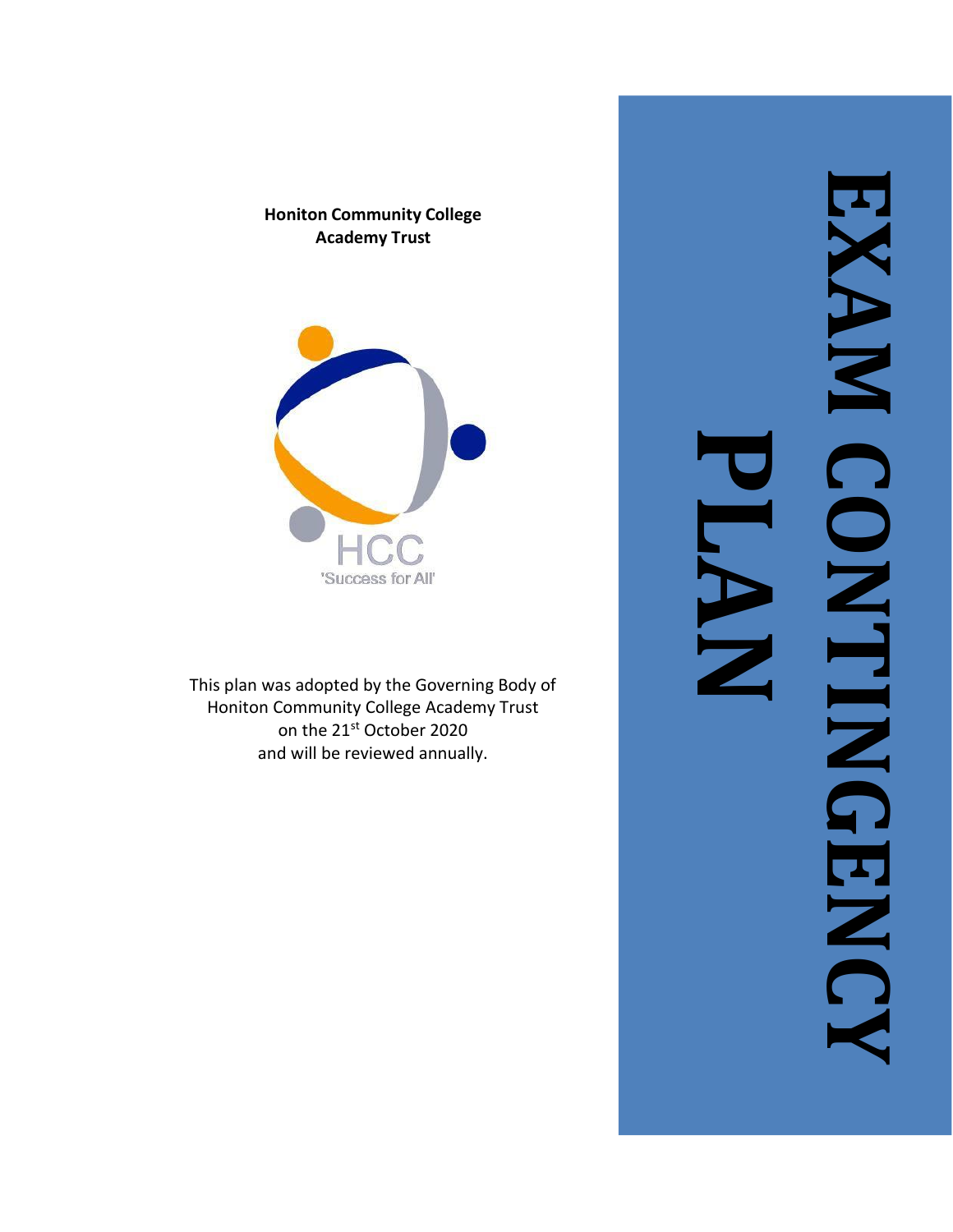# EXAM CONTINGENCY PLAN

**Honiton Community College Academy Trust**

HCC

'Success for All'

This plan was adopted by the Governing Body of Honiton Community College Academy Trust on the 21st October 2020 and will be reviewed annually.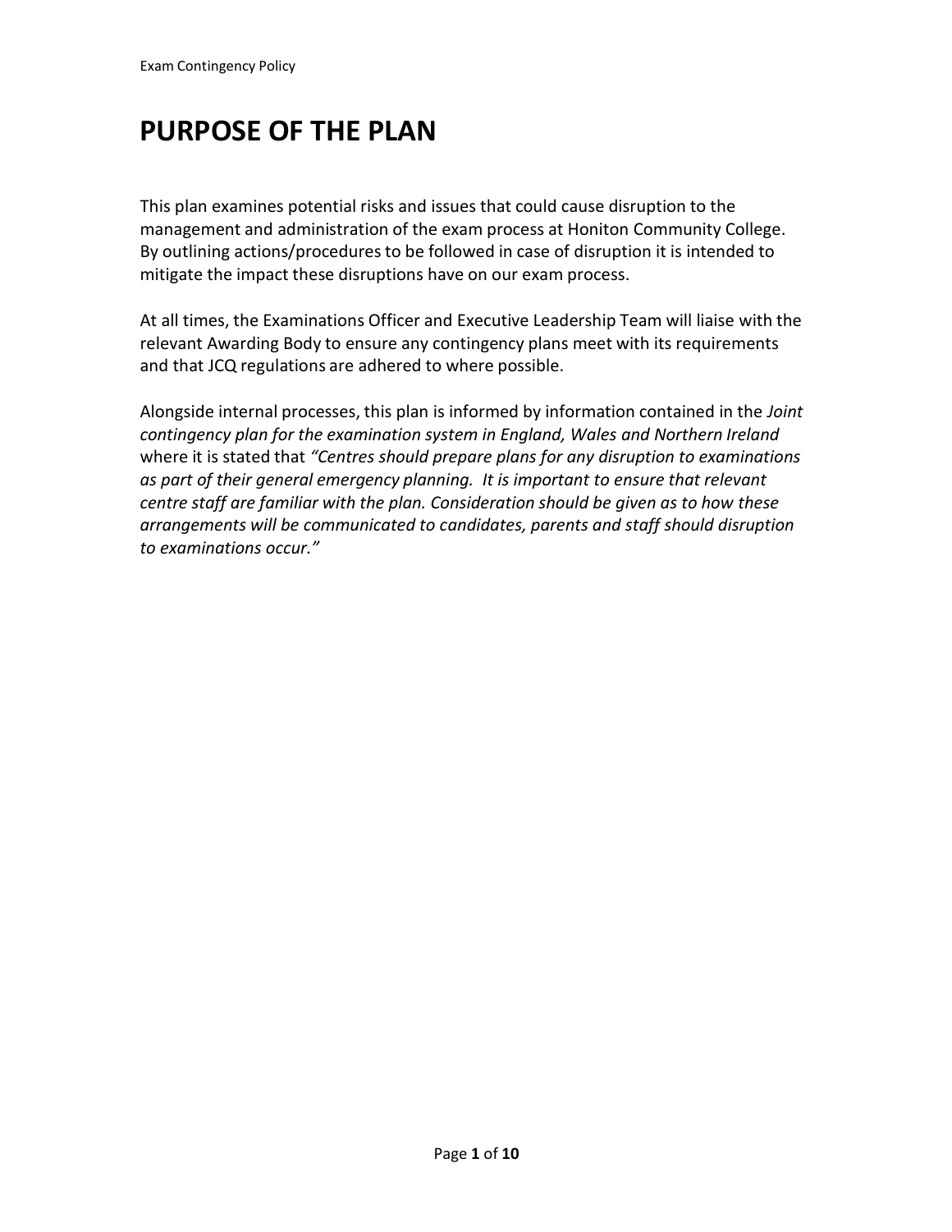# PURPOSE OF THE PLAN

This plan examines potential risks and issues that could cause disruption to the management and administration of the exam process at Honiton Community College. By outlining actions/procedures to be followed in case of disruption it is intended to mitigate the impact these disruptions have on our exam process.

At all times, the Examinations Officer and Executive Leadership Team will liaise with the relevant Awarding Body to ensure any contingency plans meet with its requirements and that JCQ regulations are adhered to where possible.

Alongside internal processes, this plan is informed by information contained in the *Joint contingency plan for the examination system in England, Wales and Northern Ireland* where it is stated that *"Centres should prepare plans for any disruption to examinations as part of their general emergency planning. It is important to ensure that relevant centre staff are familiar with the plan. Consideration should be given as to how these arrangements will be communicated to candidates, parents and staff should disruption to examinations occur."*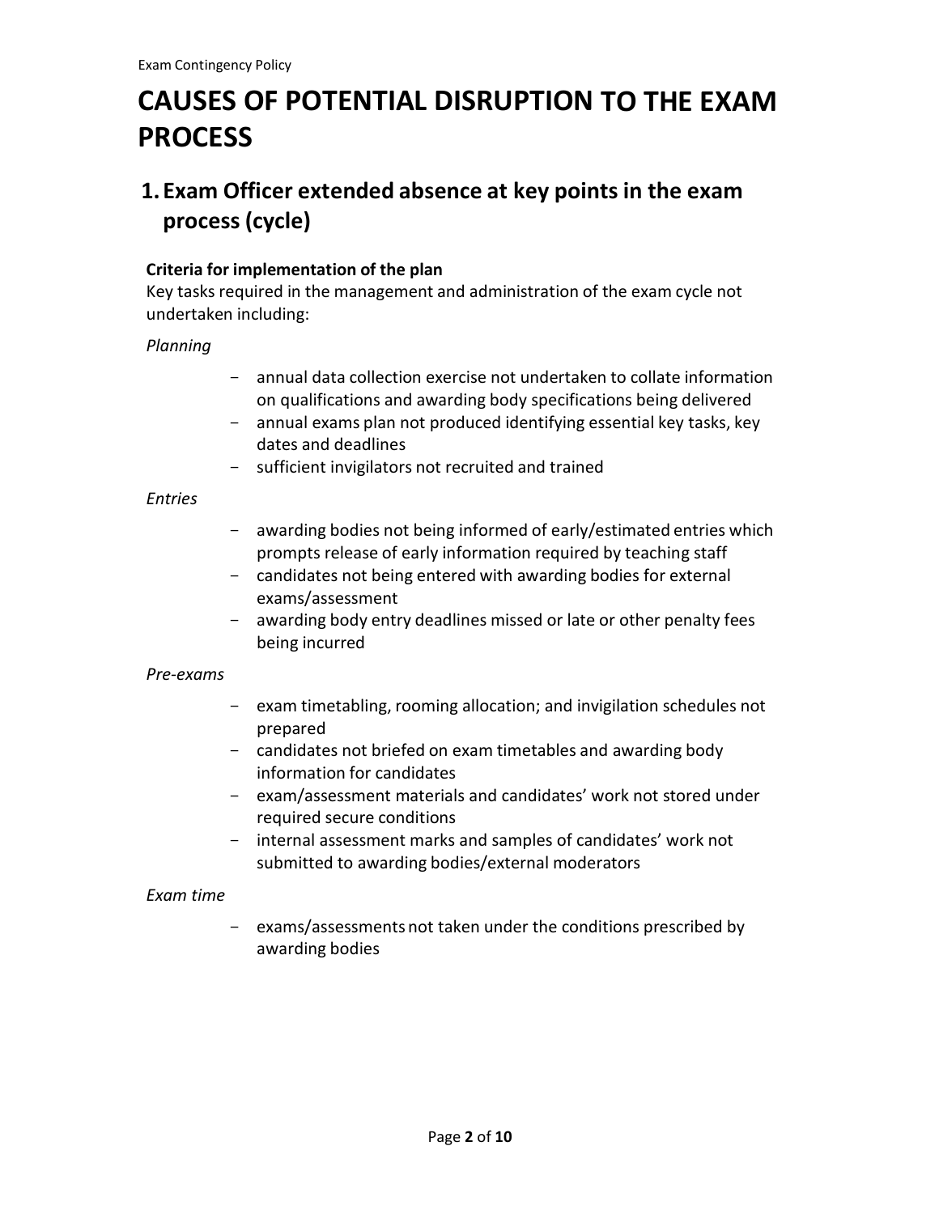# CAUSES OF POTENTIAL DISRUPTION TO THE EXAM PROCESS

## 1. Exam Officer extended absence at key points in the exam process (cycle)

**Criteria for implementation of the plan**

Key tasks required in the management and administration of the exam cycle not undertaken including:

*Planning*

- annual data collection exercise not undertaken to collate information on qualifications and awarding body specifications being delivered
- annual exams plan not produced identifying essential key tasks, key dates and deadlines
- sufficient invigilators not recruited and trained

*Entries*

- awarding bodies not being informed of early/estimated entries which prompts release of early information required by teaching staff
- candidates not being entered with awarding bodies for external exams/assessment
- awarding body entry deadlines missed or late or other penalty fees being incurred

*Pre-exams*

- exam timetabling, rooming allocation; and invigilation schedules not prepared
- candidates not briefed on exam timetables and awarding body information for candidates
- exam/assessment materials and candidates' work not stored under required secure conditions
- internal assessment marks and samples of candidates' work not submitted to awarding bodies/external moderators

*Exam time*

- exams/assessments not taken under the conditions prescribed by awarding bodies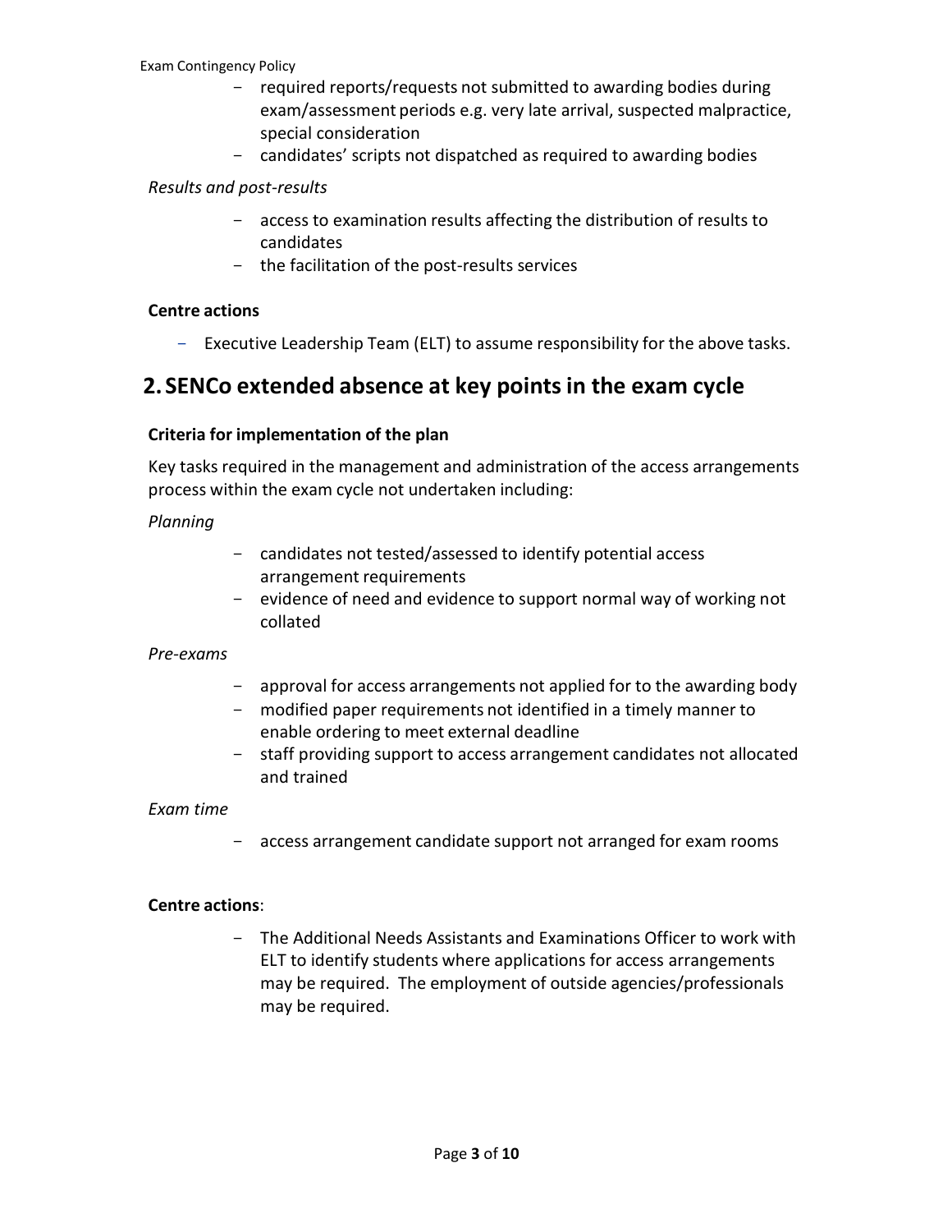- required reports/requests not submitted to awarding bodies during exam/assessment periods e.g. very late arrival, suspected malpractice, special consideration
- candidates' scripts not dispatched as required to awarding bodies

*Results and post-results*

- access to examination results affecting the distribution of results to candidates
- the facilitation of the post-results services

**Centre actions**

- Executive Leadership Team (ELT) to assume responsibility for the above tasks.

## 2. SENCo extended absence at key points in the exam cycle

**Criteria for implementation of the plan**

Key tasks required in the management and administration of the access arrangements process within the exam cycle not undertaken including:

*Planning*

- candidates not tested/assessed to identify potential access arrangement requirements
- evidence of need and evidence to support normal way of working not collated

*Pre-exams*

- approval for access arrangements not applied for to the awarding body
- modified paper requirements not identified in a timely manner to enable ordering to meet external deadline
- staff providing support to access arrangement candidates not allocated and trained

*Exam time*

- access arrangement candidate support not arranged for exam rooms

**Centre actions**:

- The Additional Needs Assistants and Examinations Officer to work with ELT to identify students where applications for access arrangements may be required. The employment of outside agencies/professionals may be required.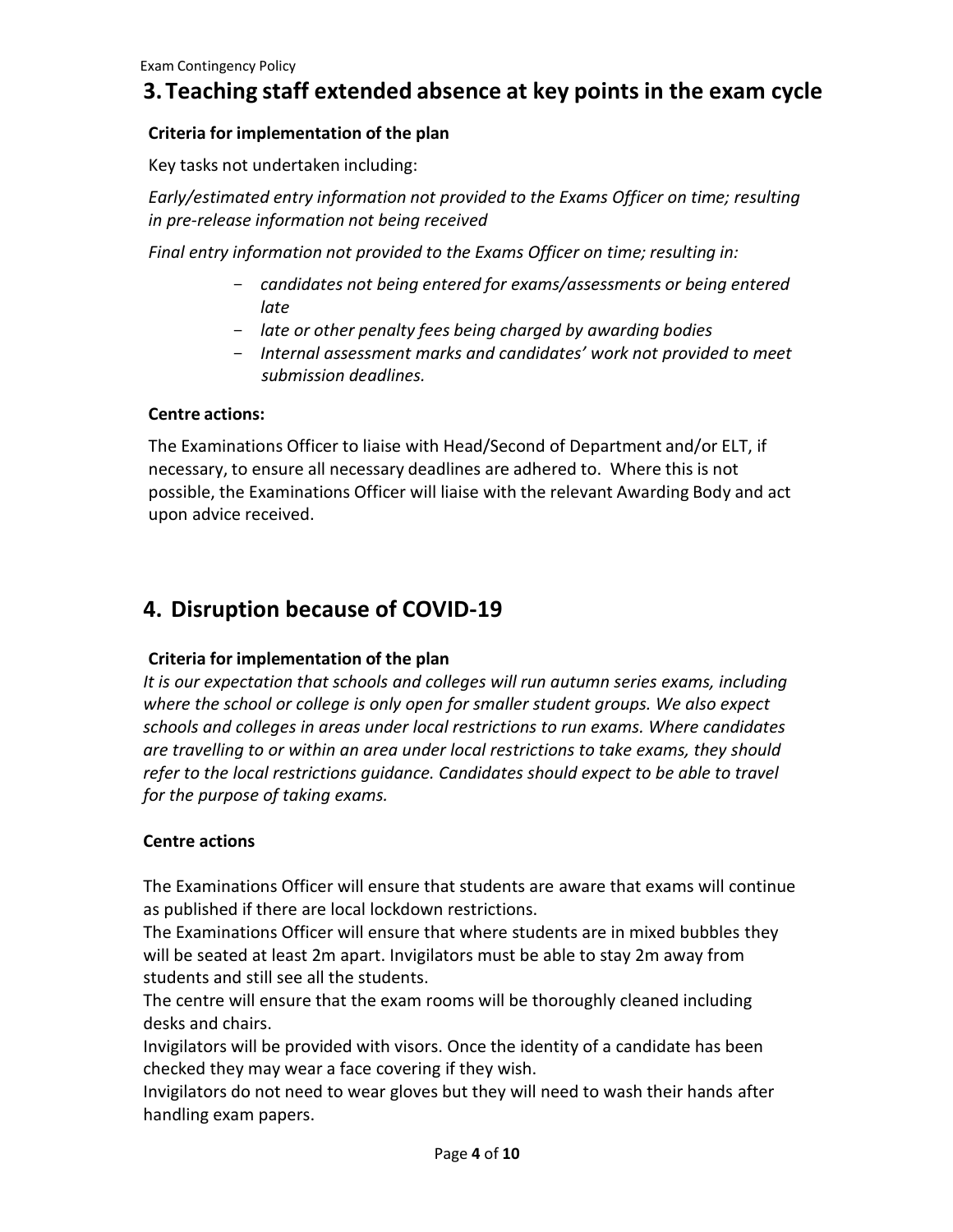## 3. Teaching staff extended absence at key points in the exam cycle

**Criteria for implementation of the plan**

Key tasks not undertaken including:

*Early/estimated entry information not provided to the Exams Officer on time; resulting in pre-release information not being received*

*Final entry information not provided to the Exams Officer on time; resulting in:*

- *candidates not being entered for exams/assessments or being entered late*
- *late or other penalty fees being charged by awarding bodies*
- *Internal assessment marks and candidates' work not provided to meet submission deadlines.*

**Centre actions:**

The Examinations Officer to liaise with Head/Second of Department and/or ELT, if necessary, to ensure all necessary deadlines are adhered to. Where this is not possible, the Examinations Officer will liaise with the relevant Awarding Body and act upon advice received.

## 4. Disruption because of COVID-19

**Criteria for implementation of the plan**

*It is our expectation that schools and colleges will run autumn series exams, including where the school or college is only open for smaller student groups. We also expect schools and colleges in areas under local restrictions to run exams. Where candidates are travelling to or within an area under local restrictions to take exams, they should refer to the local restrictions guidance. Candidates should expect to be able to travel for the purpose of taking exams.*

**Centre actions**

The Examinations Officer will ensure that students are aware that exams will continue as published if there are local lockdown restrictions.

The Examinations Officer will ensure that where students are in mixed bubbles they will be seated at least 2m apart. Invigilators must be able to stay 2m away from students and still see all the students.

The centre will ensure that the exam rooms will be thoroughly cleaned including desks and chairs.

Invigilators will be provided with visors. Once the identity of a candidate has been checked they may wear a face covering if they wish.

Invigilators do not need to wear gloves but they will need to wash their hands after handling exam papers.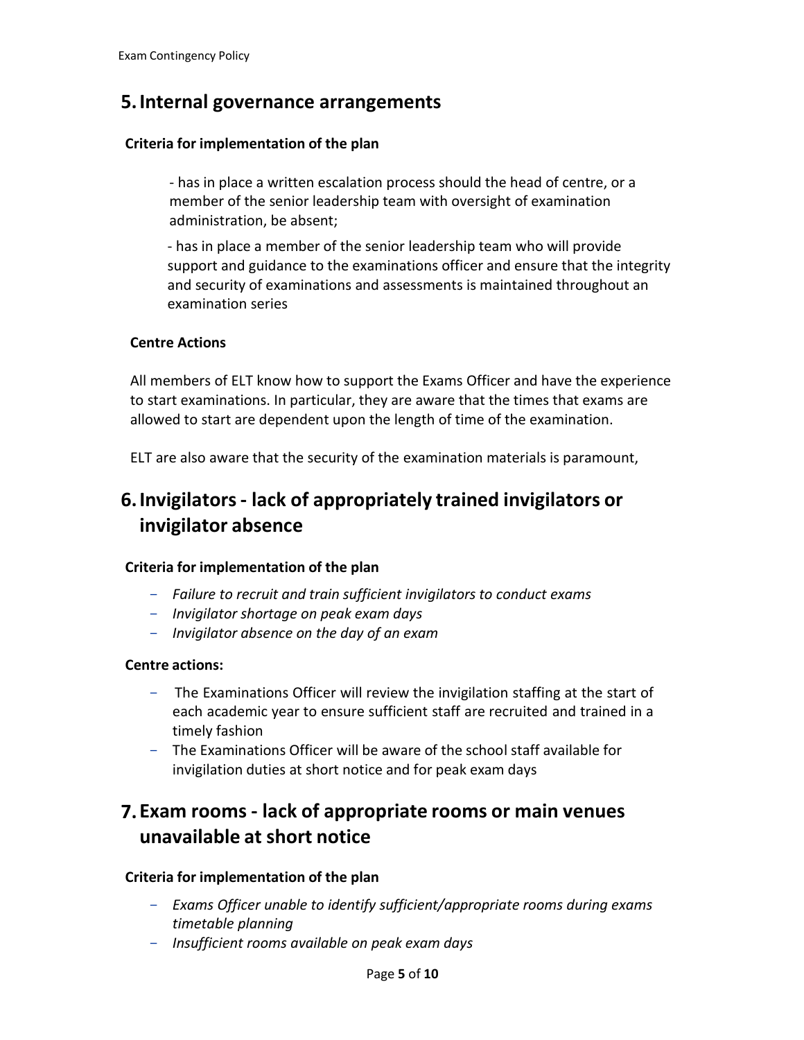## 5. Internal governance arrangements

**Criteria for implementation of the plan**

- has in place a written escalation process should the head of centre, or a member of the senior leadership team with oversight of examination administration, be absent;
- has in place a member of the senior leadership team who will provide support and guidance to the examinations officer and ensure that the integrity and security of examinations and assessments is maintained throughout an examination series

**Centre Actions**

All members of ELT know how to support the Exams Officer and have the experience to start examinations. In particular, they are aware that the times that exams are allowed to start are dependent upon the length of time of the examination.

ELT are also aware that the security of the examination materials is paramount,

## 6. Invigilators - lack of appropriately trained invigilators or invigilator absence

**Criteria for implementation of the plan**

- *Failure to recruit and train sufficient invigilators to conduct exams*
- *Invigilator shortage on peak exam days*
- *Invigilator absence on the day of an exam*

**Centre actions:**

- The Examinations Officer will review the invigilation staffing at the start of each academic year to ensure sufficient staff are recruited and trained in a timely fashion
- The Examinations Officer will be aware of the school staff available for invigilation duties at short notice and for peak exam days

## 7. Exam rooms - lack of appropriate rooms or main venues unavailable at short notice

**Criteria for implementation of the plan**

- *Exams Officer unable to identify sufficient/appropriate rooms during exams timetable planning*
- *Insufficient rooms available on peak exam days*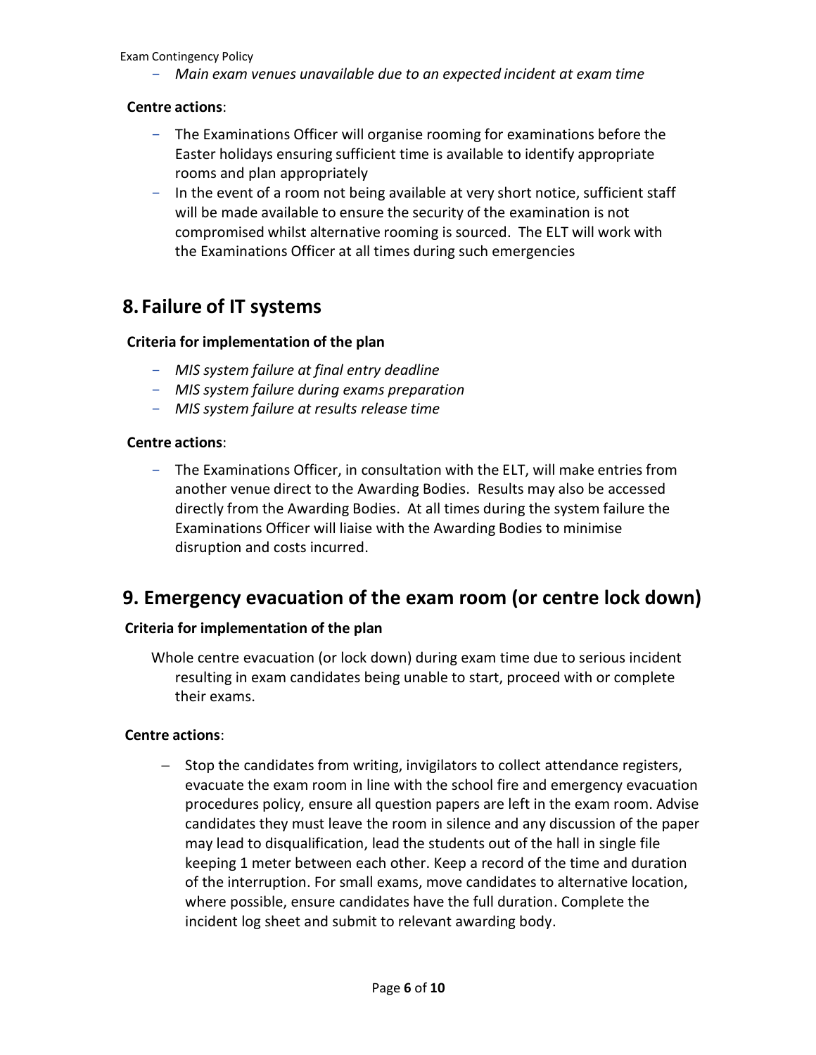- *Main exam venues unavailable due to an expected incident at exam time*

**Centre actions**:

- The Examinations Officer will organise rooming for examinations before the Easter holidays ensuring sufficient time is available to identify appropriate rooms and plan appropriately
- In the event of a room not being available at very short notice, sufficient staff will be made available to ensure the security of the examination is not compromised whilst alternative rooming is sourced. The ELT will work with the Examinations Officer at all times during such emergencies

## 8. Failure of IT systems

**Criteria for implementation of the plan**

- *MIS system failure at final entry deadline*
- *MIS system failure during exams preparation*
- *MIS system failure at results release time*

**Centre actions**:

- The Examinations Officer, in consultation with the ELT, will make entries from another venue direct to the Awarding Bodies. Results may also be accessed directly from the Awarding Bodies. At all times during the system failure the Examinations Officer will liaise with the Awarding Bodies to minimise disruption and costs incurred.

## 9. Emergency evacuation of the exam room (or centre lock down)

**Criteria for implementation of the plan**

Whole centre evacuation (or lock down) during exam time due to serious incident resulting in exam candidates being unable to start, proceed with or complete their exams.

**Centre actions**:

- Stop the candidates from writing, invigilators to collect attendance registers, evacuate the exam room in line with the school fire and emergency evacuation procedures policy, ensure all question papers are left in the exam room. Advise candidates they must leave the room in silence and any discussion of the paper may lead to disqualification, lead the students out of the hall in single file keeping 1 meter between each other. Keep a record of the time and duration of the interruption. For small exams, move candidates to alternative location, where possible, ensure candidates have the full duration. Complete the incident log sheet and submit to relevant awarding body.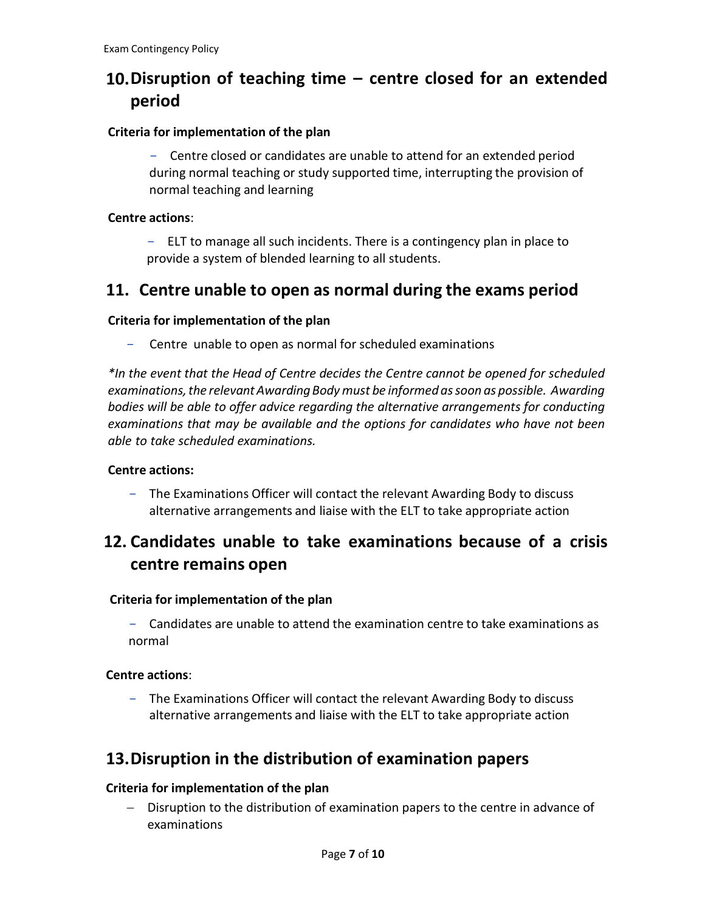## 10. Disruption of teaching time – centre closed for an extended period

**Criteria for implementation of the plan**

- Centre closed or candidates are unable to attend for an extended period during normal teaching or study supported time, interrupting the provision of normal teaching and learning

**Centre actions**:

- ELT to manage all such incidents. There is a contingency plan in place to provide a system of blended learning to all students.

## 11. Centre unable to open as normal during the exams period

**Criteria for implementation of the plan**

- Centre unable to open as normal for scheduled examinations

*\*In the event that the Head of Centre decides the Centre cannot be opened for scheduled examinations, the relevant Awarding Body must be informed as soon as possible. Awarding bodies will be able to offer advice regarding the alternative arrangements for conducting examinations that may be available and the options for candidates who have not been able to take scheduled examinations.*

**Centre actions:**

- The Examinations Officer will contact the relevant Awarding Body to discuss alternative arrangements and liaise with the ELT to take appropriate action

## 12. Candidates unable to take examinations because of a crisis centre remains open

**Criteria for implementation of the plan**

- Candidates are unable to attend the examination centre to take examinations as normal

**Centre actions**:

- The Examinations Officer will contact the relevant Awarding Body to discuss alternative arrangements and liaise with the ELT to take appropriate action

## 13. Disruption in the distribution of examination papers

**Criteria for implementation of the plan**

- Disruption to the distribution of examination papers to the centre in advance of examinations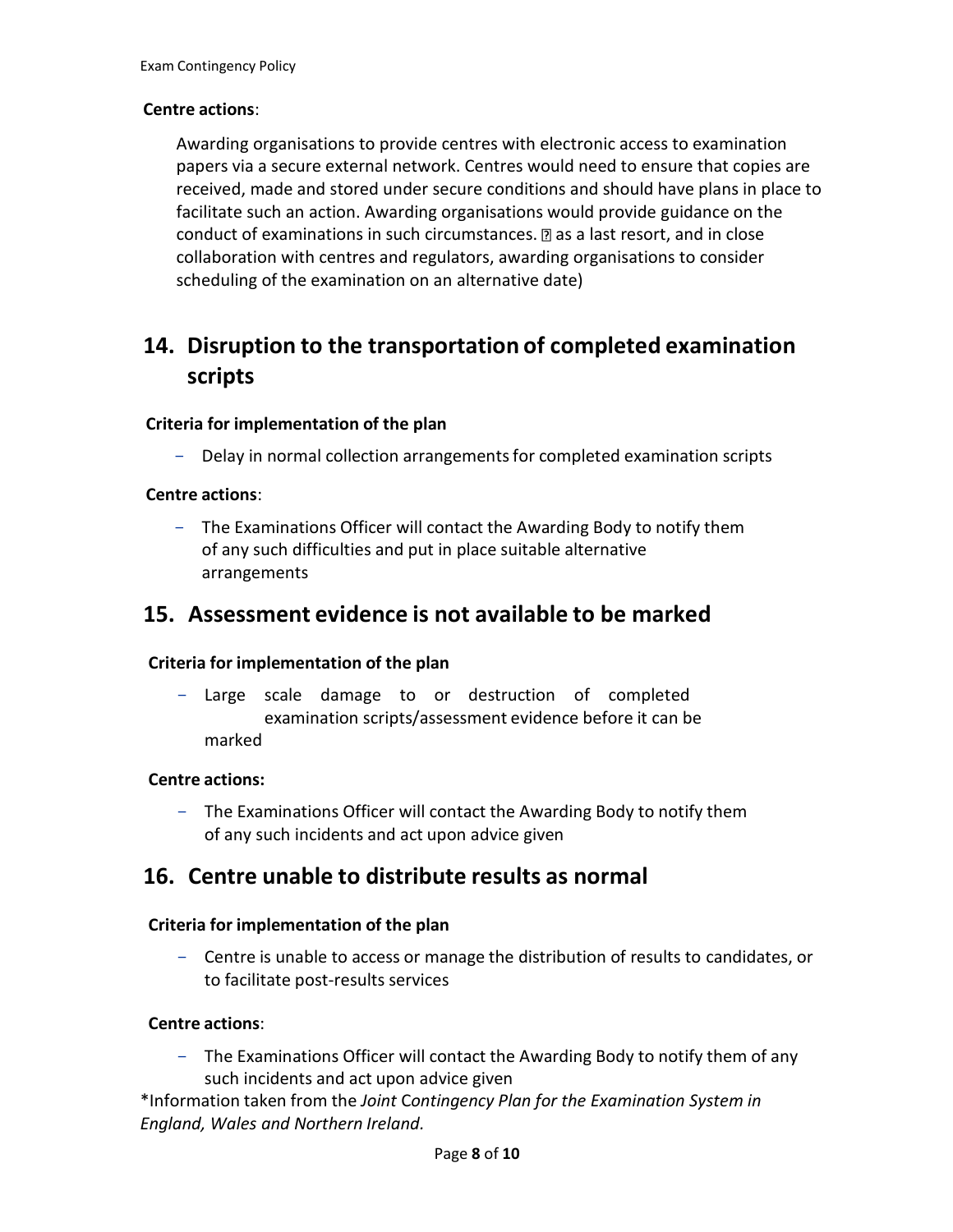**Centre actions**:

Awarding organisations to provide centres with electronic access to examination papers via a secure external network. Centres would need to ensure that copies are received, made and stored under secure conditions and should have plans in place to facilitate such an action. Awarding organisations would provide guidance on the conduct of examinations in such circumstances. ▯ as a last resort, and in close collaboration with centres and regulators, awarding organisations to consider scheduling of the examination on an alternative date)

## 14. Disruption to the transportation of completed examination scripts

**Criteria for implementation of the plan**

- Delay in normal collection arrangements for completed examination scripts

**Centre actions**:

- The Examinations Officer will contact the Awarding Body to notify them of any such difficulties and put in place suitable alternative arrangements

## 15. Assessment evidence is not available to be marked

**Criteria for implementation of the plan**

- Large scale damage to or destruction of completed examination scripts/assessment evidence before it can be marked

**Centre actions:**

- The Examinations Officer will contact the Awarding Body to notify them of any such incidents and act upon advice given

## 16. Centre unable to distribute results as normal

**Criteria for implementation of the plan**

- Centre is unable to access or manage the distribution of results to candidates, or to facilitate post-results services

**Centre actions**:

- The Examinations Officer will contact the Awarding Body to notify them of any such incidents and act upon advice given

*Information taken from the *Joint Contingency Plan for the Examination System in England, Wales and Northern Ireland.*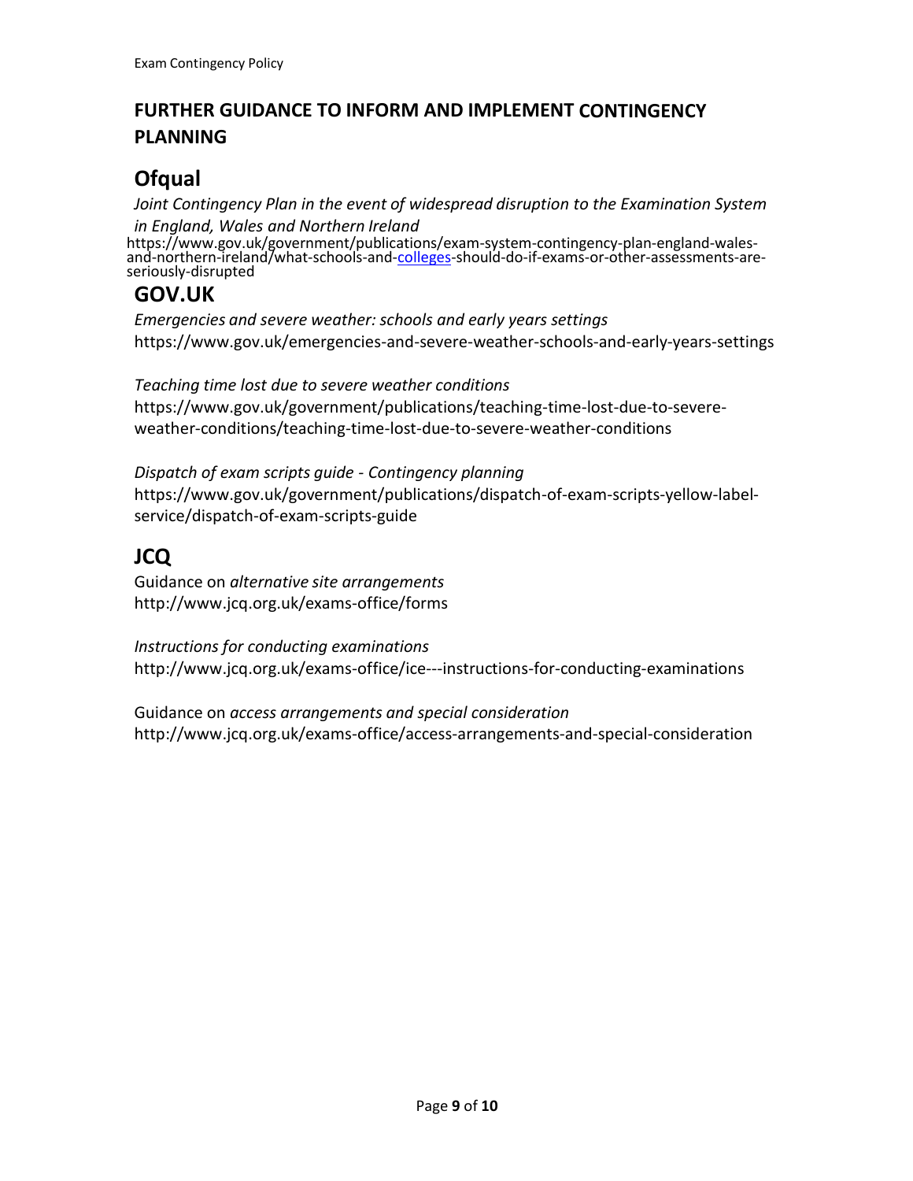## FURTHER GUIDANCE TO INFORM AND IMPLEMENT CONTINGENCY PLANNING

## Ofqual

*Joint Contingency Plan in the event of widespread disruption to the Examination System in England, Wales and Northern Ireland*
https://www.gov.uk/government/publications/exam-system-contingency-plan-england-wales-and-northern-ireland/what-schools-and-colleges-should-do-if-exams-or-other-assessments-are-seriously-disrupted

## GOV.UK

*Emergencies and severe weather: schools and early years settings*
https://www.gov.uk/emergencies-and-severe-weather-schools-and-early-years-settings

*Teaching time lost due to severe weather conditions*
https://www.gov.uk/government/publications/teaching-time-lost-due-to-severe-weather-conditions/teaching-time-lost-due-to-severe-weather-conditions

*Dispatch of exam scripts guide - Contingency planning*
https://www.gov.uk/government/publications/dispatch-of-exam-scripts-yellow-label-service/dispatch-of-exam-scripts-guide

## JCQ

Guidance on *alternative site arrangements*
http://www.jcq.org.uk/exams-office/forms

*Instructions for conducting examinations*
http://www.jcq.org.uk/exams-office/ice---instructions-for-conducting-examinations

Guidance on *access arrangements and special consideration*
http://www.jcq.org.uk/exams-office/access-arrangements-and-special-consideration